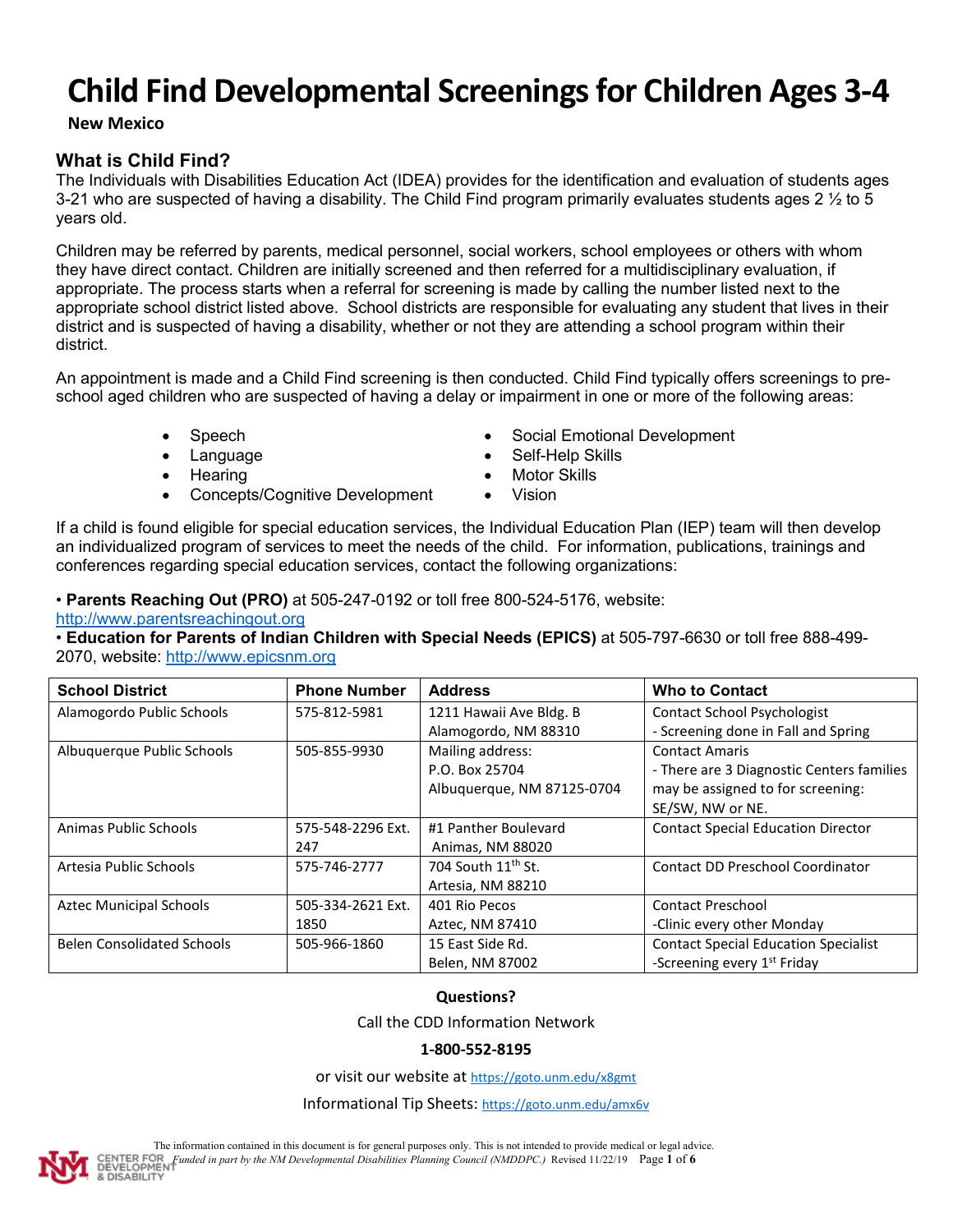# Child Find Developmental Screenings for Children Ages 3-4

**New Mexico**

## What is Child Find?

The Individuals with Disabilities Education Act (IDEA) provides for the identification and evaluation of students ages 3-21 who are suspected of having a disability. The Child Find program primarily evaluates students ages 2 ½ to 5 years old.

Children may be referred by parents, medical personnel, social workers, school employees or others with whom they have direct contact. Children are initially screened and then referred for a multidisciplinary evaluation, if appropriate. The process starts when a referral for screening is made by calling the number listed next to the appropriate school district listed above. School districts are responsible for evaluating any student that lives in their district and is suspected of having a disability, whether or not they are attending a school program within their district.

An appointment is made and a Child Find screening is then conducted. Child Find typically offers screenings to pre-school aged children who are suspected of having a delay or impairment in one or more of the following areas:

- Speech
- Language
- Hearing
- Concepts/Cognitive Development
- Social Emotional Development
- Self-Help Skills
- Motor Skills
- Vision

If a child is found eligible for special education services, the Individual Education Plan (IEP) team will then develop an individualized program of services to meet the needs of the child. For information, publications, trainings and conferences regarding special education services, contact the following organizations:

- **Parents Reaching Out (PRO)** at 505-247-0192 or toll free 800-524-5176, website: http://www.parentsreachingout.org
- **Education for Parents of Indian Children with Special Needs (EPICS)** at 505-797-6630 or toll free 888-499-2070, website: http://www.epicsnm.org

| School District | Phone Number | Address | Who to Contact |
|---|---|---|---|
| Alamogordo Public Schools | 575-812-5981 | 1211 Hawaii Ave Bldg. B<br>Alamogordo, NM 88310 | Contact School Psychologist<br>- Screening done in Fall and Spring |
| Albuquerque Public Schools | 505-855-9930 | Mailing address:<br>P.O. Box 25704<br>Albuquerque, NM 87125-0704 | Contact Amaris<br>- There are 3 Diagnostic Centers families may be assigned to for screening: SE/SW, NW or NE. |
| Animas Public Schools | 575-548-2296 Ext. 247 | #1 Panther Boulevard<br>Animas, NM 88020 | Contact Special Education Director |
| Artesia Public Schools | 575-746-2777 | 704 South 11th St.<br>Artesia, NM 88210 | Contact DD Preschool Coordinator |
| Aztec Municipal Schools | 505-334-2621 Ext. 1850 | 401 Rio Pecos<br>Aztec, NM 87410 | Contact Preschool<br>-Clinic every other Monday |
| Belen Consolidated Schools | 505-966-1860 | 15 East Side Rd.<br>Belen, NM 87002 | Contact Special Education Specialist<br>-Screening every 1st Friday |

**Questions?**

Call the CDD Information Network

**1-800-552-8195**

or visit our website at https://goto.unm.edu/x8gmt

Informational Tip Sheets: https://goto.unm.edu/amx6v

The information contained in this document is for general purposes only. This is not intended to provide medical or legal advice.

*Funded in part by the NM Developmental Disabilities Planning Council (NMDDPC.)* Revised 11/22/19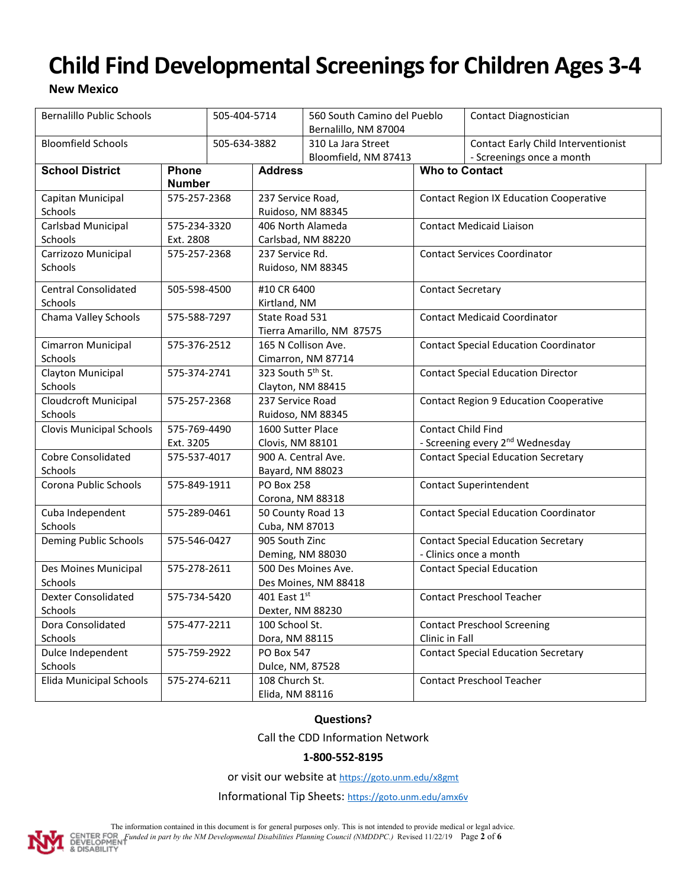# Child Find Developmental Screenings for Children Ages 3-4

**New Mexico**

| School District | Phone Number | Address | Who to Contact |
|---|---|---|---|
| Bernalillo Public Schools | 505-404-5714 | 560 South Camino del Pueblo Bernalillo, NM 87004 | Contact Diagnostician |
| Bloomfield Schools | 505-634-3882 | 310 La Jara Street Bloomfield, NM 87413 | Contact Early Child Interventionist - Screenings once a month |
| Capitan Municipal Schools | 575-257-2368 | 237 Service Road, Ruidoso, NM 88345 | Contact Region IX Education Cooperative |
| Carlsbad Municipal Schools | 575-234-3320 Ext. 2808 | 406 North Alameda Carlsbad, NM 88220 | Contact Medicaid Liaison |
| Carrizozo Municipal Schools | 575-257-2368 | 237 Service Rd. Ruidoso, NM 88345 | Contact Services Coordinator |
| Central Consolidated Schools | 505-598-4500 | #10 CR 6400 Kirtland, NM | Contact Secretary |
| Chama Valley Schools | 575-588-7297 | State Road 531 Tierra Amarillo, NM 87575 | Contact Medicaid Coordinator |
| Cimarron Municipal Schools | 575-376-2512 | 165 N Collison Ave. Cimarron, NM 87714 | Contact Special Education Coordinator |
| Clayton Municipal Schools | 575-374-2741 | 323 South 5th St. Clayton, NM 88415 | Contact Special Education Director |
| Cloudcroft Municipal Schools | 575-257-2368 | 237 Service Road Ruidoso, NM 88345 | Contact Region 9 Education Cooperative |
| Clovis Municipal Schools | 575-769-4490 Ext. 3205 | 1600 Sutter Place Clovis, NM 88101 | Contact Child Find - Screening every 2nd Wednesday |
| Cobre Consolidated Schools | 575-537-4017 | 900 A. Central Ave. Bayard, NM 88023 | Contact Special Education Secretary |
| Corona Public Schools | 575-849-1911 | PO Box 258 Corona, NM 88318 | Contact Superintendent |
| Cuba Independent Schools | 575-289-0461 | 50 County Road 13 Cuba, NM 87013 | Contact Special Education Coordinator |
| Deming Public Schools | 575-546-0427 | 905 South Zinc Deming, NM 88030 | Contact Special Education Secretary - Clinics once a month |
| Des Moines Municipal Schools | 575-278-2611 | 500 Des Moines Ave. Des Moines, NM 88418 | Contact Special Education |
| Dexter Consolidated Schools | 575-734-5420 | 401 East 1st Dexter, NM 88230 | Contact Preschool Teacher |
| Dora Consolidated Schools | 575-477-2211 | 100 School St. Dora, NM 88115 | Contact Preschool Screening Clinic in Fall |
| Dulce Independent Schools | 575-759-2922 | PO Box 547 Dulce, NM, 87528 | Contact Special Education Secretary |
| Elida Municipal Schools | 575-274-6211 | 108 Church St. Elida, NM 88116 | Contact Preschool Teacher |

**Questions?**

Call the CDD Information Network

**1-800-552-8195**

or visit our website at https://goto.unm.edu/x8gmt

Informational Tip Sheets: https://goto.unm.edu/amx6v

The information contained in this document is for general purposes only. This is not intended to provide medical or legal advice.

*Funded in part by the NM Developmental Disabilities Planning Council (NMDDPC.)* Revised 11/22/19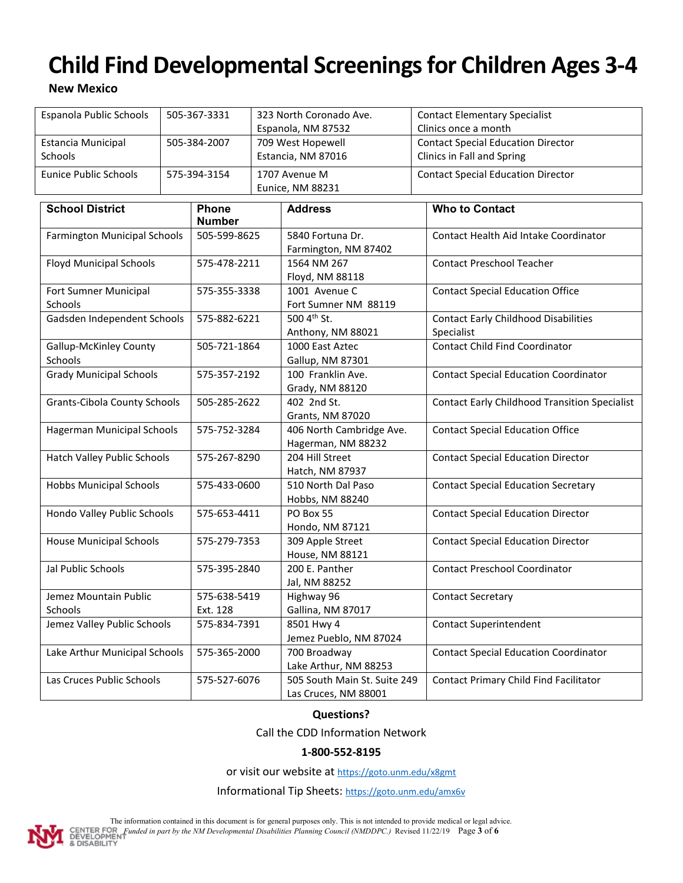# Child Find Developmental Screenings for Children Ages 3-4

**New Mexico**

| School District | Phone Number | Address | Who to Contact |
|---|---|---|---|
| Espanola Public Schools | 505-367-3331 | 323 North Coronado Ave. Espanola, NM 87532 | Contact Elementary Specialist Clinics once a month |
| Estancia Municipal Schools | 505-384-2007 | 709 West Hopewell Estancia, NM 87016 | Contact Special Education Director Clinics in Fall and Spring |
| Eunice Public Schools | 575-394-3154 | 1707 Avenue M Eunice, NM 88231 | Contact Special Education Director |
| Farmington Municipal Schools | 505-599-8625 | 5840 Fortuna Dr. Farmington, NM 87402 | Contact Health Aid Intake Coordinator |
| Floyd Municipal Schools | 575-478-2211 | 1564 NM 267 Floyd, NM 88118 | Contact Preschool Teacher |
| Fort Sumner Municipal Schools | 575-355-3338 | 1001 Avenue C Fort Sumner NM 88119 | Contact Special Education Office |
| Gadsden Independent Schools | 575-882-6221 | 500 4th St. Anthony, NM 88021 | Contact Early Childhood Disabilities Specialist |
| Gallup-McKinley County Schools | 505-721-1864 | 1000 East Aztec Gallup, NM 87301 | Contact Child Find Coordinator |
| Grady Municipal Schools | 575-357-2192 | 100 Franklin Ave. Grady, NM 88120 | Contact Special Education Coordinator |
| Grants-Cibola County Schools | 505-285-2622 | 402 2nd St. Grants, NM 87020 | Contact Early Childhood Transition Specialist |
| Hagerman Municipal Schools | 575-752-3284 | 406 North Cambridge Ave. Hagerman, NM 88232 | Contact Special Education Office |
| Hatch Valley Public Schools | 575-267-8290 | 204 Hill Street Hatch, NM 87937 | Contact Special Education Director |
| Hobbs Municipal Schools | 575-433-0600 | 510 North Dal Paso Hobbs, NM 88240 | Contact Special Education Secretary |
| Hondo Valley Public Schools | 575-653-4411 | PO Box 55 Hondo, NM 87121 | Contact Special Education Director |
| House Municipal Schools | 575-279-7353 | 309 Apple Street House, NM 88121 | Contact Special Education Director |
| Jal Public Schools | 575-395-2840 | 200 E. Panther Jal, NM 88252 | Contact Preschool Coordinator |
| Jemez Mountain Public Schools | 575-638-5419 Ext. 128 | Highway 96 Gallina, NM 87017 | Contact Secretary |
| Jemez Valley Public Schools | 575-834-7391 | 8501 Hwy 4 Jemez Pueblo, NM 87024 | Contact Superintendent |
| Lake Arthur Municipal Schools | 575-365-2000 | 700 Broadway Lake Arthur, NM 88253 | Contact Special Education Coordinator |
| Las Cruces Public Schools | 575-527-6076 | 505 South Main St. Suite 249 Las Cruces, NM 88001 | Contact Primary Child Find Facilitator |

**Questions?**

Call the CDD Information Network

**1-800-552-8195**

or visit our website at https://goto.unm.edu/x8gmt

Informational Tip Sheets: https://goto.unm.edu/amx6v

The information contained in this document is for general purposes only. This is not intended to provide medical or legal advice.

CENTER FOR DEVELOPMENT & DISABILITY *Funded in part by the NM Developmental Disabilities Planning Council (NMDDPC.)* Revised 11/22/19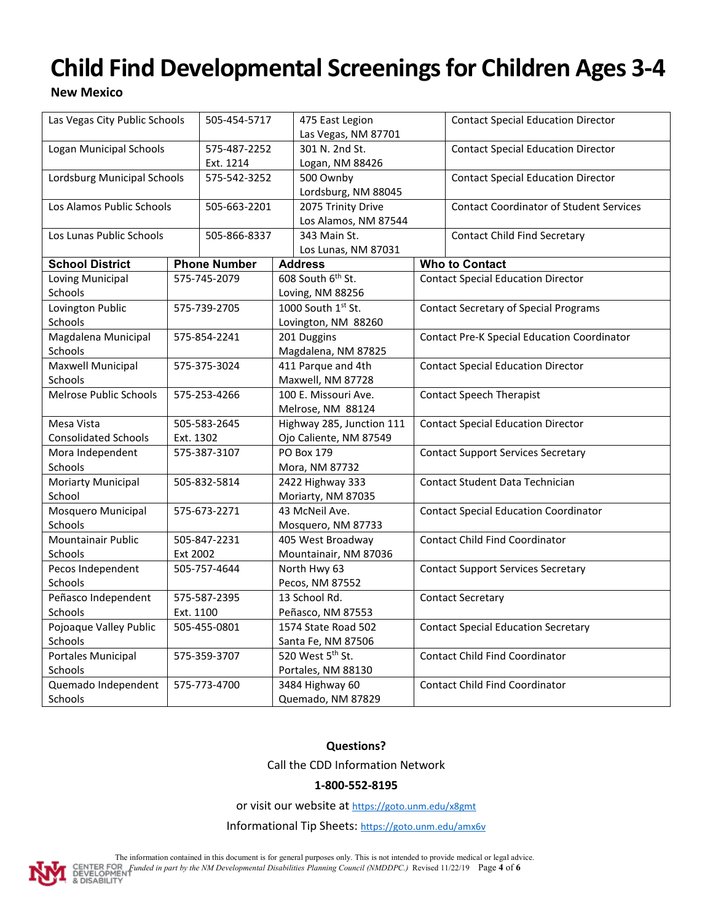# Child Find Developmental Screenings for Children Ages 3-4

**New Mexico**

| School District | Phone Number | Address | Who to Contact |
|---|---|---|---|
| Las Vegas City Public Schools | 505-454-5717 | 475 East Legion<br>Las Vegas, NM 87701 | Contact Special Education Director |
| Logan Municipal Schools | 575-487-2252<br>Ext. 1214 | 301 N. 2nd St.<br>Logan, NM 88426 | Contact Special Education Director |
| Lordsburg Municipal Schools | 575-542-3252 | 500 Ownby<br>Lordsburg, NM 88045 | Contact Special Education Director |
| Los Alamos Public Schools | 505-663-2201 | 2075 Trinity Drive<br>Los Alamos, NM 87544 | Contact Coordinator of Student Services |
| Los Lunas Public Schools | 505-866-8337 | 343 Main St.<br>Los Lunas, NM 87031 | Contact Child Find Secretary |
| Loving Municipal Schools | 575-745-2079 | 608 South 6th St.<br>Loving, NM 88256 | Contact Special Education Director |
| Lovington Public Schools | 575-739-2705 | 1000 South 1st St.<br>Lovington, NM 88260 | Contact Secretary of Special Programs |
| Magdalena Municipal Schools | 575-854-2241 | 201 Duggins<br>Magdalena, NM 87825 | Contact Pre-K Special Education Coordinator |
| Maxwell Municipal Schools | 575-375-3024 | 411 Parque and 4th<br>Maxwell, NM 87728 | Contact Special Education Director |
| Melrose Public Schools | 575-253-4266 | 100 E. Missouri Ave.<br>Melrose, NM 88124 | Contact Speech Therapist |
| Mesa Vista Consolidated Schools | 505-583-2645<br>Ext. 1302 | Highway 285, Junction 111<br>Ojo Caliente, NM 87549 | Contact Special Education Director |
| Mora Independent Schools | 575-387-3107 | PO Box 179<br>Mora, NM 87732 | Contact Support Services Secretary |
| Moriarty Municipal School | 505-832-5814 | 2422 Highway 333<br>Moriarty, NM 87035 | Contact Student Data Technician |
| Mosquero Municipal Schools | 575-673-2271 | 43 McNeil Ave.<br>Mosquero, NM 87733 | Contact Special Education Coordinator |
| Mountainair Public Schools | 505-847-2231<br>Ext 2002 | 405 West Broadway<br>Mountainair, NM 87036 | Contact Child Find Coordinator |
| Pecos Independent Schools | 505-757-4644 | North Hwy 63<br>Pecos, NM 87552 | Contact Support Services Secretary |
| Peñasco Independent Schools | 575-587-2395<br>Ext. 1100 | 13 School Rd.<br>Peñasco, NM 87553 | Contact Secretary |
| Pojoaque Valley Public Schools | 505-455-0801 | 1574 State Road 502<br>Santa Fe, NM 87506 | Contact Special Education Secretary |
| Portales Municipal Schools | 575-359-3707 | 520 West 5th St.<br>Portales, NM 88130 | Contact Child Find Coordinator |
| Quemado Independent Schools | 575-773-4700 | 3484 Highway 60<br>Quemado, NM 87829 | Contact Child Find Coordinator |

**Questions?**

Call the CDD Information Network

**1-800-552-8195**

or visit our website at https://goto.unm.edu/x8gmt

Informational Tip Sheets: https://goto.unm.edu/amx6v

The information contained in this document is for general purposes only. This is not intended to provide medical or legal advice.

*Funded in part by the NM Developmental Disabilities Planning Council (NMDDPC.)* Revised 11/22/19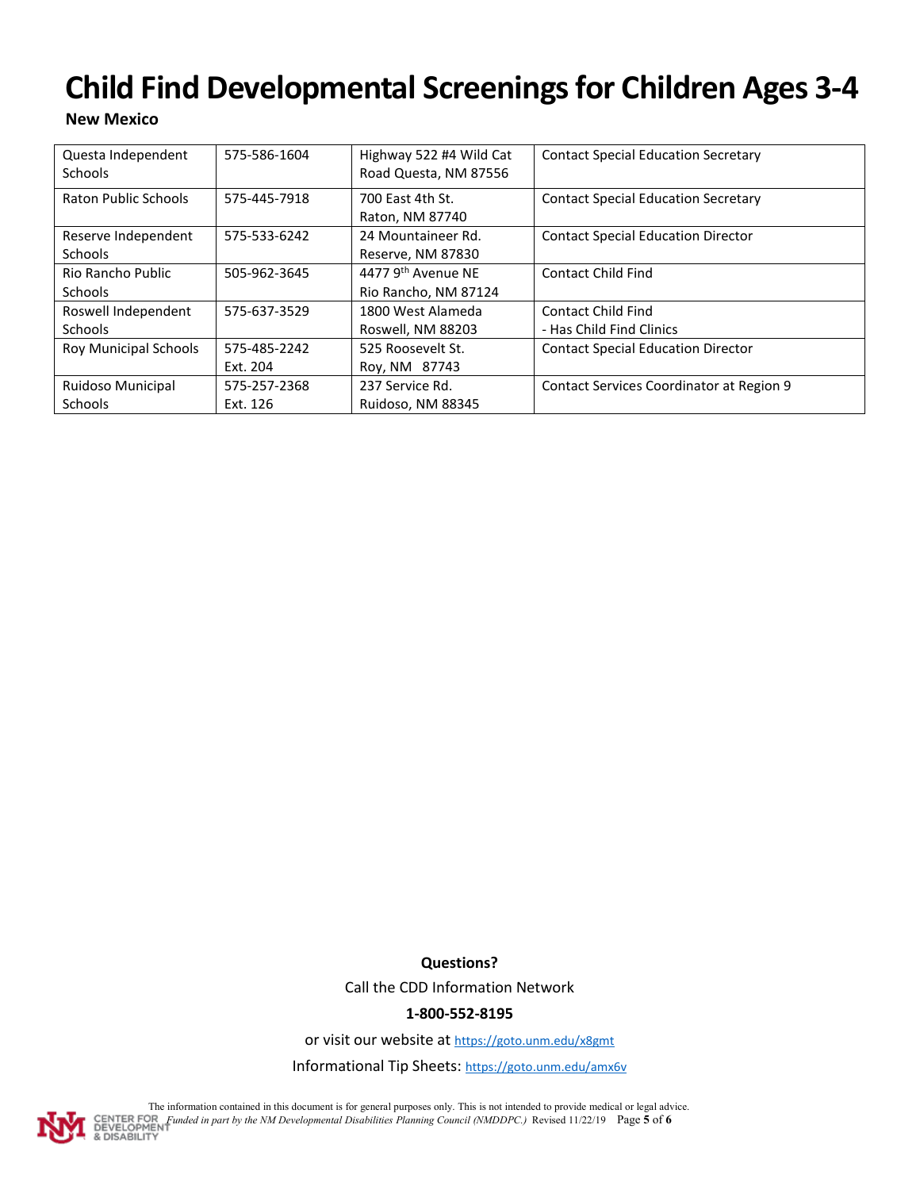# Child Find Developmental Screenings for Children Ages 3-4

**New Mexico**

| | | | |
|---|---|---|---|
| Questa Independent Schools | 575-586-1604 | Highway 522 #4 Wild Cat Road Questa, NM 87556 | Contact Special Education Secretary |
| Raton Public Schools | 575-445-7918 | 700 East 4th St. Raton, NM 87740 | Contact Special Education Secretary |
| Reserve Independent Schools | 575-533-6242 | 24 Mountaineer Rd. Reserve, NM 87830 | Contact Special Education Director |
| Rio Rancho Public Schools | 505-962-3645 | 4477 9th Avenue NE Rio Rancho, NM 87124 | Contact Child Find |
| Roswell Independent Schools | 575-637-3529 | 1800 West Alameda Roswell, NM 88203 | Contact Child Find - Has Child Find Clinics |
| Roy Municipal Schools | 575-485-2242 Ext. 204 | 525 Roosevelt St. Roy, NM 87743 | Contact Special Education Director |
| Ruidoso Municipal Schools | 575-257-2368 Ext. 126 | 237 Service Rd. Ruidoso, NM 88345 | Contact Services Coordinator at Region 9 |

**Questions?**

Call the CDD Information Network

**1-800-552-8195**

or visit our website at https://goto.unm.edu/x8gmt

Informational Tip Sheets: https://goto.unm.edu/amx6v

The information contained in this document is for general purposes only. This is not intended to provide medical or legal advice.

CENTER FOR DEVELOPMENT & DISABILITY *Funded in part by the NM Developmental Disabilities Planning Council (NMDDPC.)* Revised 11/22/19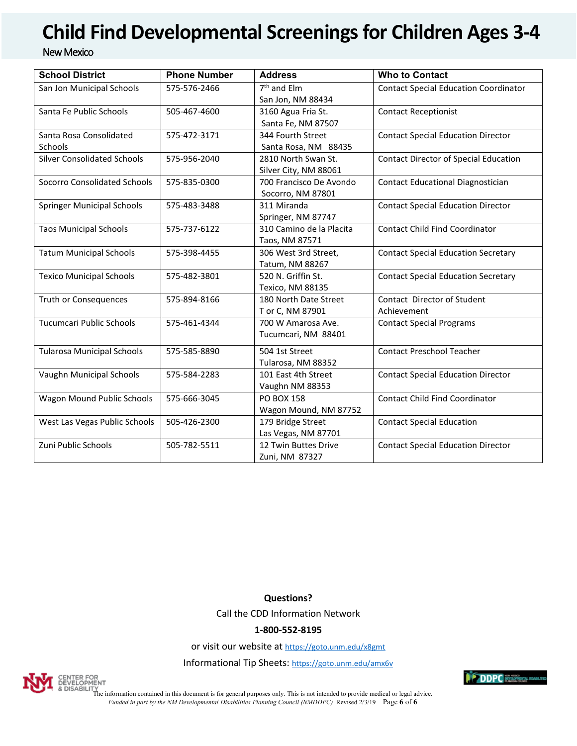# Child Find Developmental Screenings for Children Ages 3-4

New Mexico

| School District | Phone Number | Address | Who to Contact |
|---|---|---|---|
| San Jon Municipal Schools | 575-576-2466 | 7th and Elm<br>San Jon, NM 88434 | Contact Special Education Coordinator |
| Santa Fe Public Schools | 505-467-4600 | 3160 Agua Fria St.<br>Santa Fe, NM 87507 | Contact Receptionist |
| Santa Rosa Consolidated Schools | 575-472-3171 | 344 Fourth Street<br>Santa Rosa, NM 88435 | Contact Special Education Director |
| Silver Consolidated Schools | 575-956-2040 | 2810 North Swan St.<br>Silver City, NM 88061 | Contact Director of Special Education |
| Socorro Consolidated Schools | 575-835-0300 | 700 Francisco De Avondo<br>Socorro, NM 87801 | Contact Educational Diagnostician |
| Springer Municipal Schools | 575-483-3488 | 311 Miranda<br>Springer, NM 87747 | Contact Special Education Director |
| Taos Municipal Schools | 575-737-6122 | 310 Camino de la Placita<br>Taos, NM 87571 | Contact Child Find Coordinator |
| Tatum Municipal Schools | 575-398-4455 | 306 West 3rd Street,<br>Tatum, NM 88267 | Contact Special Education Secretary |
| Texico Municipal Schools | 575-482-3801 | 520 N. Griffin St.<br>Texico, NM 88135 | Contact Special Education Secretary |
| Truth or Consequences | 575-894-8166 | 180 North Date Street<br>T or C, NM 87901 | Contact Director of Student Achievement |
| Tucumcari Public Schools | 575-461-4344 | 700 W Amarosa Ave.<br>Tucumcari, NM 88401 | Contact Special Programs |
| Tularosa Municipal Schools | 575-585-8890 | 504 1st Street<br>Tularosa, NM 88352 | Contact Preschool Teacher |
| Vaughn Municipal Schools | 575-584-2283 | 101 East 4th Street<br>Vaughn NM 88353 | Contact Special Education Director |
| Wagon Mound Public Schools | 575-666-3045 | PO BOX 158<br>Wagon Mound, NM 87752 | Contact Child Find Coordinator |
| West Las Vegas Public Schools | 505-426-2300 | 179 Bridge Street<br>Las Vegas, NM 87701 | Contact Special Education |
| Zuni Public Schools | 505-782-5511 | 12 Twin Buttes Drive<br>Zuni, NM 87327 | Contact Special Education Director |

**Questions?**

Call the CDD Information Network

**1-800-552-8195**

or visit our website at https://goto.unm.edu/x8gmt

Informational Tip Sheets: https://goto.unm.edu/amx6v

CENTER FOR DEVELOPMENT & DISABILITY

The information contained in this document is for general purposes only. This is not intended to provide medical or legal advice.

*Funded in part by the NM Developmental Disabilities Planning Council (NMDDPC)* Revised 2/3/19